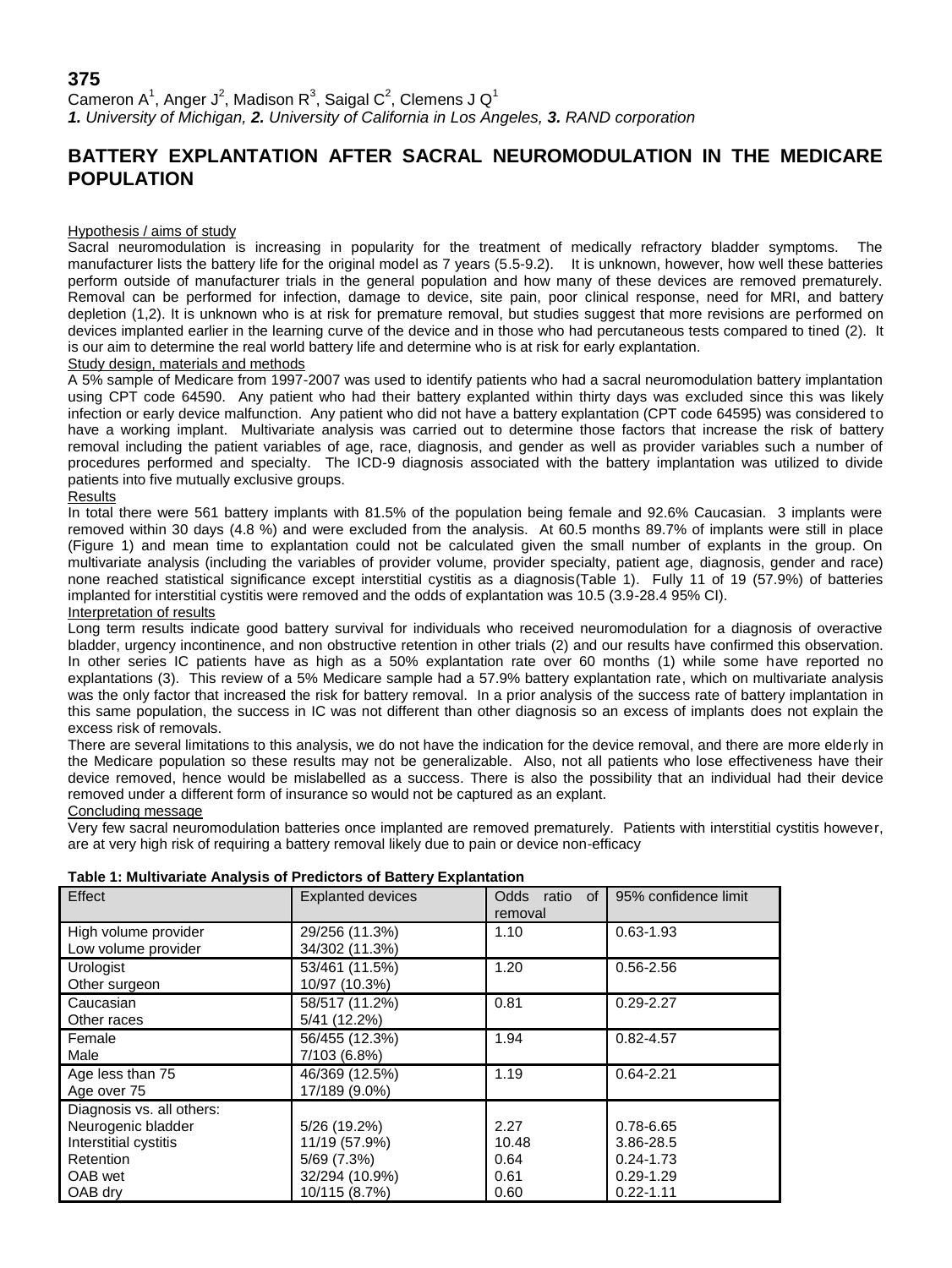# 375

Cameron A[1], Anger J[2], Madison R[3], Saigal C[2], Clemens J Q[1]

***1.** University of Michigan, **2.** University of California in Los Angeles, **3.** RAND corporation*

## BATTERY EXPLANTATION AFTER SACRAL NEUROMODULATION IN THE MEDICARE POPULATION

### Hypothesis / aims of study

Sacral neuromodulation is increasing in popularity for the treatment of medically refractory bladder symptoms. The manufacturer lists the battery life for the original model as 7 years (5.5-9.2). It is unknown, however, how well these batteries perform outside of manufacturer trials in the general population and how many of these devices are removed prematurely. Removal can be performed for infection, damage to device, site pain, poor clinical response, need for MRI, and battery depletion (1,2). It is unknown who is at risk for premature removal, but studies suggest that more revisions are performed on devices implanted earlier in the learning curve of the device and in those who had percutaneous tests compared to tined (2). It is our aim to determine the real world battery life and determine who is at risk for early explantation.

### Study design, materials and methods

A 5% sample of Medicare from 1997-2007 was used to identify patients who had a sacral neuromodulation battery implantation using CPT code 64590. Any patient who had their battery explanted within thirty days was excluded since this was likely infection or early device malfunction. Any patient who did not have a battery explantation (CPT code 64595) was considered to have a working implant. Multivariate analysis was carried out to determine those factors that increase the risk of battery removal including the patient variables of age, race, diagnosis, and gender as well as provider variables such a number of procedures performed and specialty. The ICD-9 diagnosis associated with the battery implantation was utilized to divide patients into five mutually exclusive groups.

### Results

In total there were 561 battery implants with 81.5% of the population being female and 92.6% Caucasian. 3 implants were removed within 30 days (4.8 %) and were excluded from the analysis. At 60.5 months 89.7% of implants were still in place (Figure 1) and mean time to explantation could not be calculated given the small number of explants in the group. On multivariate analysis (including the variables of provider volume, provider specialty, patient age, diagnosis, gender and race) none reached statistical significance except interstitial cystitis as a diagnosis(Table 1). Fully 11 of 19 (57.9%) of batteries implanted for interstitial cystitis were removed and the odds of explantation was 10.5 (3.9-28.4 95% CI).

### Interpretation of results

Long term results indicate good battery survival for individuals who received neuromodulation for a diagnosis of overactive bladder, urgency incontinence, and non obstructive retention in other trials (2) and our results have confirmed this observation. In other series IC patients have as high as a 50% explantation rate over 60 months (1) while some have reported no explantations (3). This review of a 5% Medicare sample had a 57.9% battery explantation rate, which on multivariate analysis was the only factor that increased the risk for battery removal. In a prior analysis of the success rate of battery implantation in this same population, the success in IC was not different than other diagnosis so an excess of implants does not explain the excess risk of removals.

There are several limitations to this analysis, we do not have the indication for the device removal, and there are more elderly in the Medicare population so these results may not be generalizable. Also, not all patients who lose effectiveness have their device removed, hence would be mislabelled as a success. There is also the possibility that an individual had their device removed under a different form of insurance so would not be captured as an explant.

### Concluding message

Very few sacral neuromodulation batteries once implanted are removed prematurely. Patients with interstitial cystitis however, are at very high risk of requiring a battery removal likely due to pain or device non-efficacy

**Table 1: Multivariate Analysis of Predictors of Battery Explantation**

| Effect | Explanted devices | Odds ratio of removal | 95% confidence limit |
|---|---|---|---|
| High volume provider | 29/256 (11.3%) | 1.10 | 0.63-1.93 |
| Low volume provider | 34/302 (11.3%) | | |
| Urologist | 53/461 (11.5%) | 1.20 | 0.56-2.56 |
| Other surgeon | 10/97 (10.3%) | | |
| Caucasian | 58/517 (11.2%) | 0.81 | 0.29-2.27 |
| Other races | 5/41 (12.2%) | | |
| Female | 56/455 (12.3%) | 1.94 | 0.82-4.57 |
| Male | 7/103 (6.8%) | | |
| Age less than 75 | 46/369 (12.5%) | 1.19 | 0.64-2.21 |
| Age over 75 | 17/189 (9.0%) | | |
| Diagnosis vs. all others: | | | |
| Neurogenic bladder | 5/26 (19.2%) | 2.27 | 0.78-6.65 |
| Interstitial cystitis | 11/19 (57.9%) | 10.48 | 3.86-28.5 |
| Retention | 5/69 (7.3%) | 0.64 | 0.24-1.73 |
| OAB wet | 32/294 (10.9%) | 0.61 | 0.29-1.29 |
| OAB dry | 10/115 (8.7%) | 0.60 | 0.22-1.11 |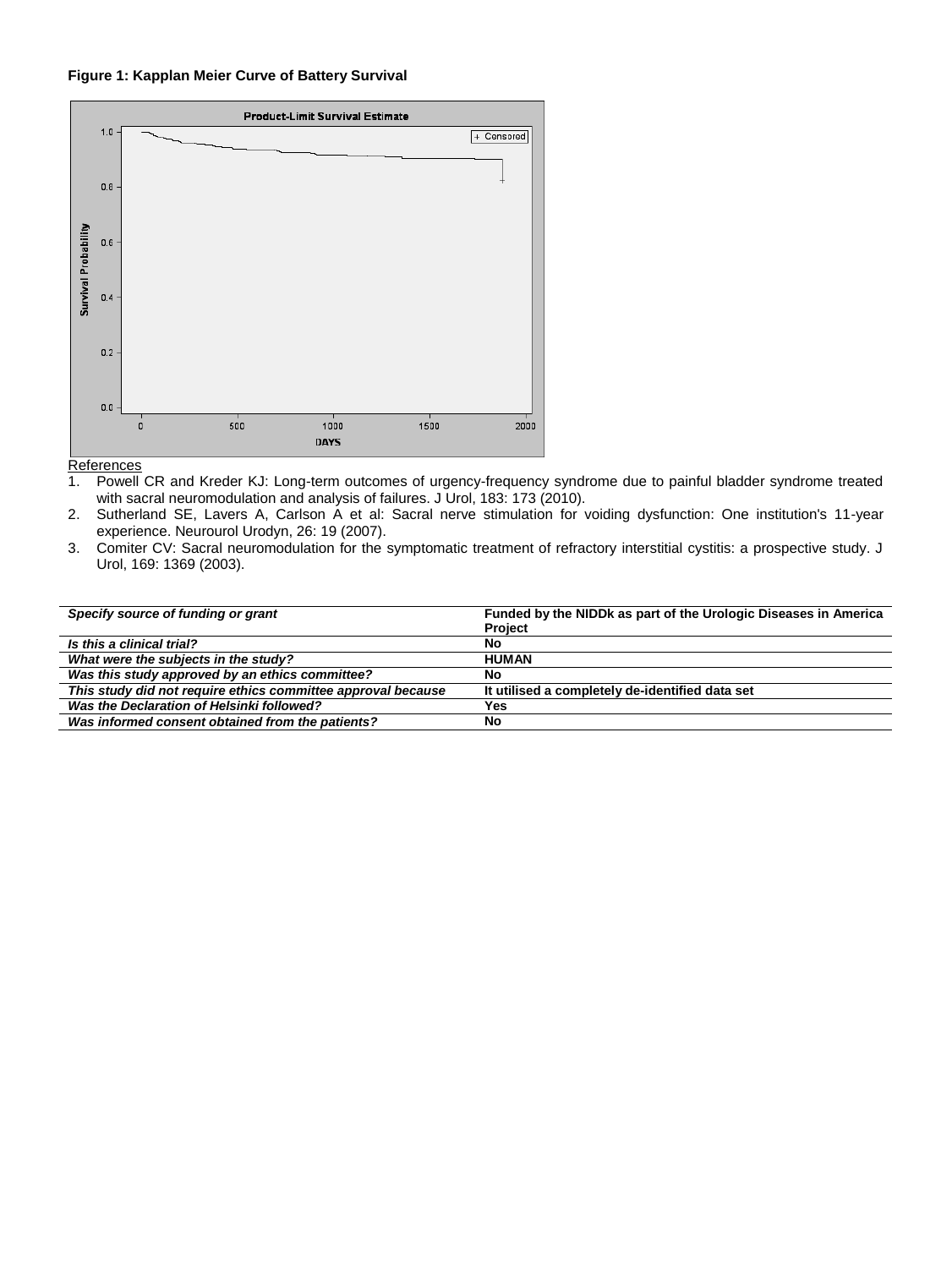**Figure 1: Kapplan Meier Curve of Battery Survival**

Product-Limit Survival Estimate

+ Censored

Survival Probability

1.0

0.8

0.6

0.4

0.2

0.0

0

500

1000

1500

2000

DAYS

References

1. Powell CR and Kreder KJ: Long-term outcomes of urgency-frequency syndrome due to painful bladder syndrome treated with sacral neuromodulation and analysis of failures. J Urol, 183: 173 (2010).
2. Sutherland SE, Lavers A, Carlson A et al: Sacral nerve stimulation for voiding dysfunction: One institution's 11-year experience. Neurourol Urodyn, 26: 19 (2007).
3. Comiter CV: Sacral neuromodulation for the symptomatic treatment of refractory interstitial cystitis: a prospective study. J Urol, 169: 1369 (2003).

| | |
|---|---|
| ***Specify source of funding or grant*** | **Funded by the NIDDk as part of the Urologic Diseases in America Project** |
| ***Is this a clinical trial?*** | **No** |
| ***What were the subjects in the study?*** | **HUMAN** |
| ***Was this study approved by an ethics committee?*** | **No** |
| ***This study did not require ethics committee approval because*** | **It utilised a completely de-identified data set** |
| ***Was the Declaration of Helsinki followed?*** | **Yes** |
| ***Was informed consent obtained from the patients?*** | **No** |